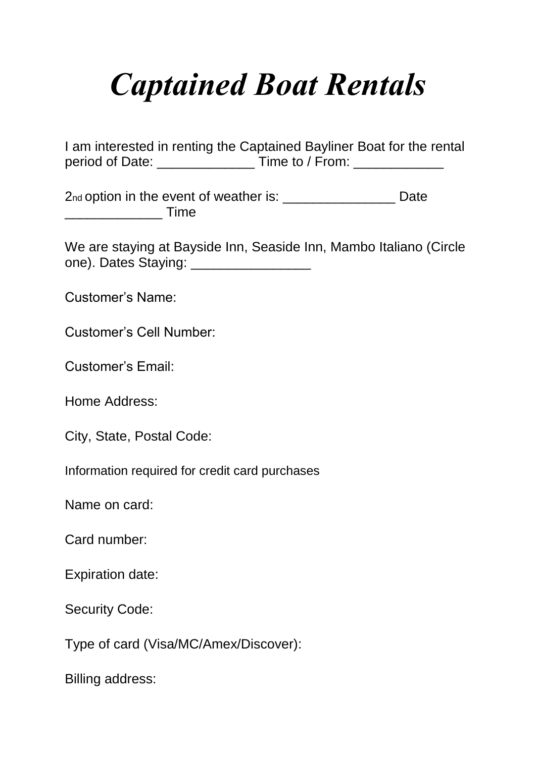# *Captained Boat Rentals*

I am interested in renting the Captained Bayliner Boat for the rental period of Date: _____________ Time to / From: ____________

2nd option in the event of weather is: _______________ Date _____________ Time

We are staying at Bayside Inn, Seaside Inn, Mambo Italiano (Circle one). Dates Staying: ________________

Customer's Name:

Customer's Cell Number:

Customer's Email:

Home Address:

City, State, Postal Code:

Information required for credit card purchases

Name on card:

Card number:

Expiration date:

Security Code:

Type of card (Visa/MC/Amex/Discover):

Billing address: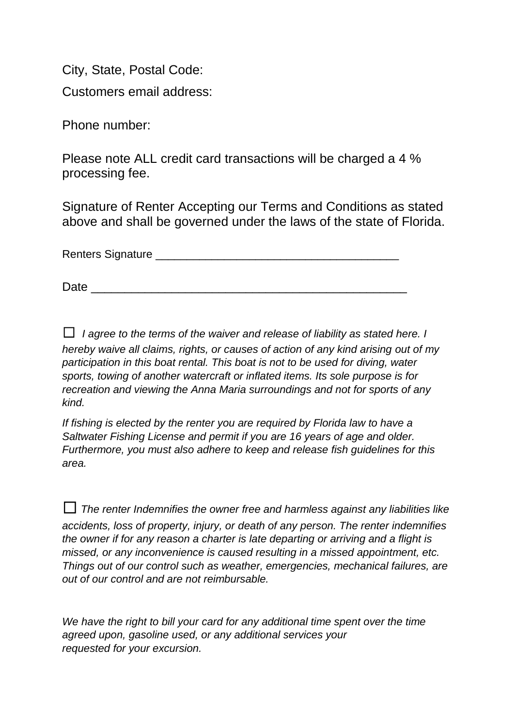City, State, Postal Code:

Customers email address:

Phone number:

Please note ALL credit card transactions will be charged a 4 % processing fee.

Signature of Renter Accepting our Terms and Conditions as stated above and shall be governed under the laws of the state of Florida.

Renters Signature _______________________________________

Date ___________________________________________________

☐ *I agree to the terms of the waiver and release of liability as stated here. I hereby waive all claims, rights, or causes of action of any kind arising out of my participation in this boat rental. This boat is not to be used for diving, water sports, towing of another watercraft or inflated items. Its sole purpose is for recreation and viewing the Anna Maria surroundings and not for sports of any kind.*

*If fishing is elected by the renter you are required by Florida law to have a Saltwater Fishing License and permit if you are 16 years of age and older. Furthermore, you must also adhere to keep and release fish guidelines for this area.*

☐ *The renter Indemnifies the owner free and harmless against any liabilities like accidents, loss of property, injury, or death of any person. The renter indemnifies the owner if for any reason a charter is late departing or arriving and a flight is missed, or any inconvenience is caused resulting in a missed appointment, etc. Things out of our control such as weather, emergencies, mechanical failures, are out of our control and are not reimbursable.*

*We have the right to bill your card for any additional time spent over the time agreed upon, gasoline used, or any additional services your requested for your excursion.*